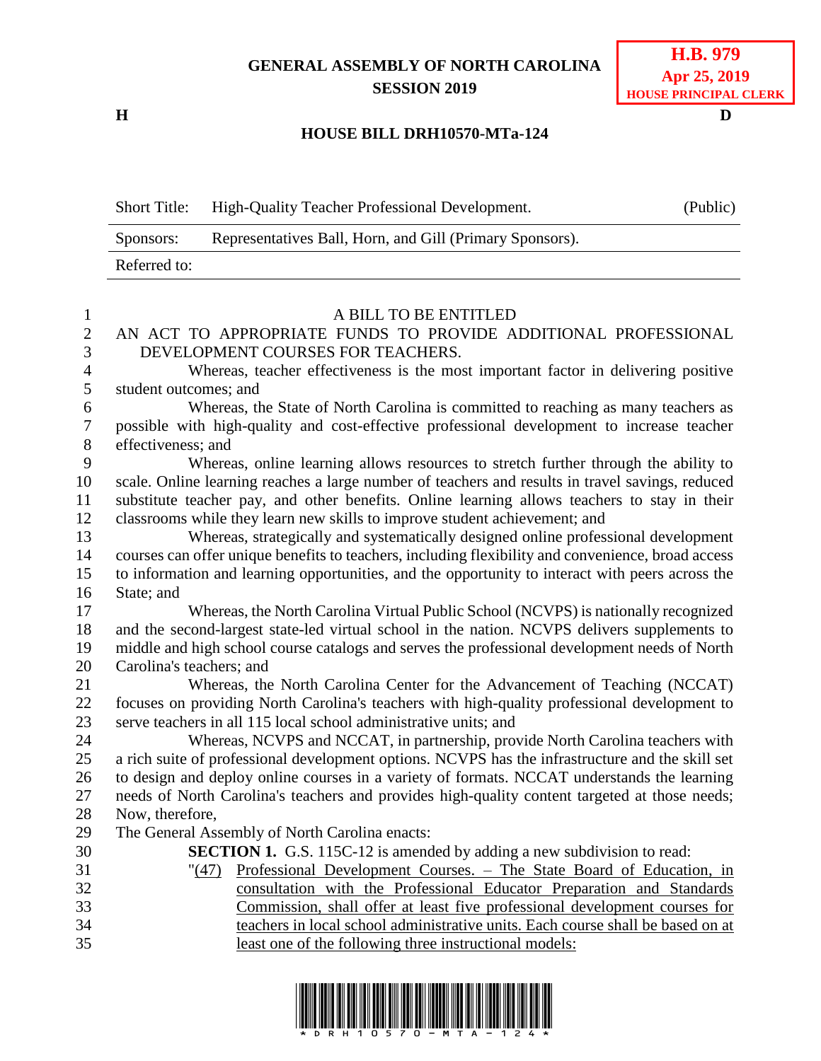**GENERAL ASSEMBLY OF NORTH CAROLINA**
**SESSION 2019**

**H.B. 979**
**Apr 25, 2019**
**HOUSE PRINCIPAL CLERK**

**H** **D**

**HOUSE BILL DRH10570-MTa-124**

| Short Title: | High-Quality Teacher Professional Development. | (Public) |
|---|---|---|
| Sponsors: | Representatives Ball, Horn, and Gill (Primary Sponsors). | |
| Referred to: | | |

A BILL TO BE ENTITLED

AN ACT TO APPROPRIATE FUNDS TO PROVIDE ADDITIONAL PROFESSIONAL DEVELOPMENT COURSES FOR TEACHERS.

Whereas, teacher effectiveness is the most important factor in delivering positive student outcomes; and

Whereas, the State of North Carolina is committed to reaching as many teachers as possible with high-quality and cost-effective professional development to increase teacher effectiveness; and

Whereas, online learning allows resources to stretch further through the ability to scale. Online learning reaches a large number of teachers and results in travel savings, reduced substitute teacher pay, and other benefits. Online learning allows teachers to stay in their classrooms while they learn new skills to improve student achievement; and

Whereas, strategically and systematically designed online professional development courses can offer unique benefits to teachers, including flexibility and convenience, broad access to information and learning opportunities, and the opportunity to interact with peers across the State; and

Whereas, the North Carolina Virtual Public School (NCVPS) is nationally recognized and the second-largest state-led virtual school in the nation. NCVPS delivers supplements to middle and high school course catalogs and serves the professional development needs of North Carolina's teachers; and

Whereas, the North Carolina Center for the Advancement of Teaching (NCCAT) focuses on providing North Carolina's teachers with high-quality professional development to serve teachers in all 115 local school administrative units; and

Whereas, NCVPS and NCCAT, in partnership, provide North Carolina teachers with a rich suite of professional development options. NCVPS has the infrastructure and the skill set to design and deploy online courses in a variety of formats. NCCAT understands the learning needs of North Carolina's teachers and provides high-quality content targeted at those needs; Now, therefore,

The General Assembly of North Carolina enacts:

**SECTION 1.** G.S. 115C-12 is amended by adding a new subdivision to read:

"(47) Professional Development Courses. – The State Board of Education, in consultation with the Professional Educator Preparation and Standards Commission, shall offer at least five professional development courses for teachers in local school administrative units. Each course shall be based on at least one of the following three instructional models: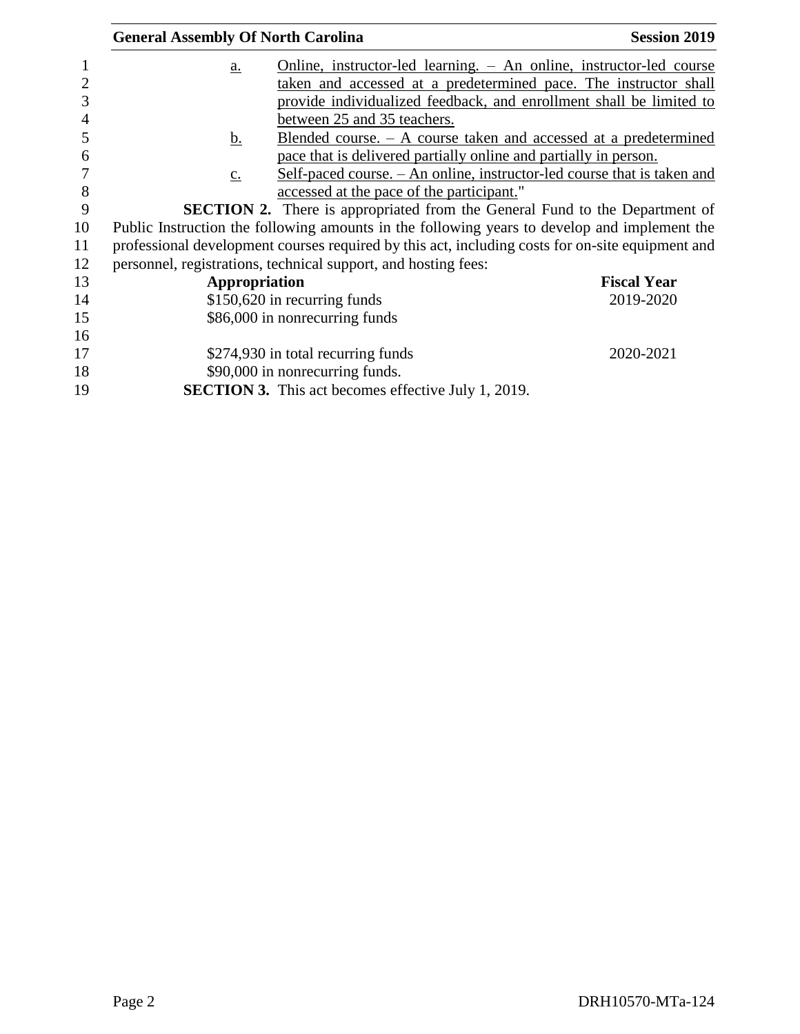a. Online, instructor-led learning. – An online, instructor-led course taken and accessed at a predetermined pace. The instructor shall provide individualized feedback, and enrollment shall be limited to between 25 and 35 teachers.

b. Blended course. – A course taken and accessed at a predetermined pace that is delivered partially online and partially in person.

c. Self-paced course. – An online, instructor-led course that is taken and accessed at the pace of the participant."

**SECTION 2.** There is appropriated from the General Fund to the Department of Public Instruction the following amounts in the following years to develop and implement the professional development courses required by this act, including costs for on-site equipment and personnel, registrations, technical support, and hosting fees:

| Appropriation | Fiscal Year |
|---|---|
| $150,620 in recurring funds | 2019-2020 |
| $86,000 in nonrecurring funds | |
| | |
| $274,930 in total recurring funds | 2020-2021 |
| $90,000 in nonrecurring funds. | |

**SECTION 3.** This act becomes effective July 1, 2019.